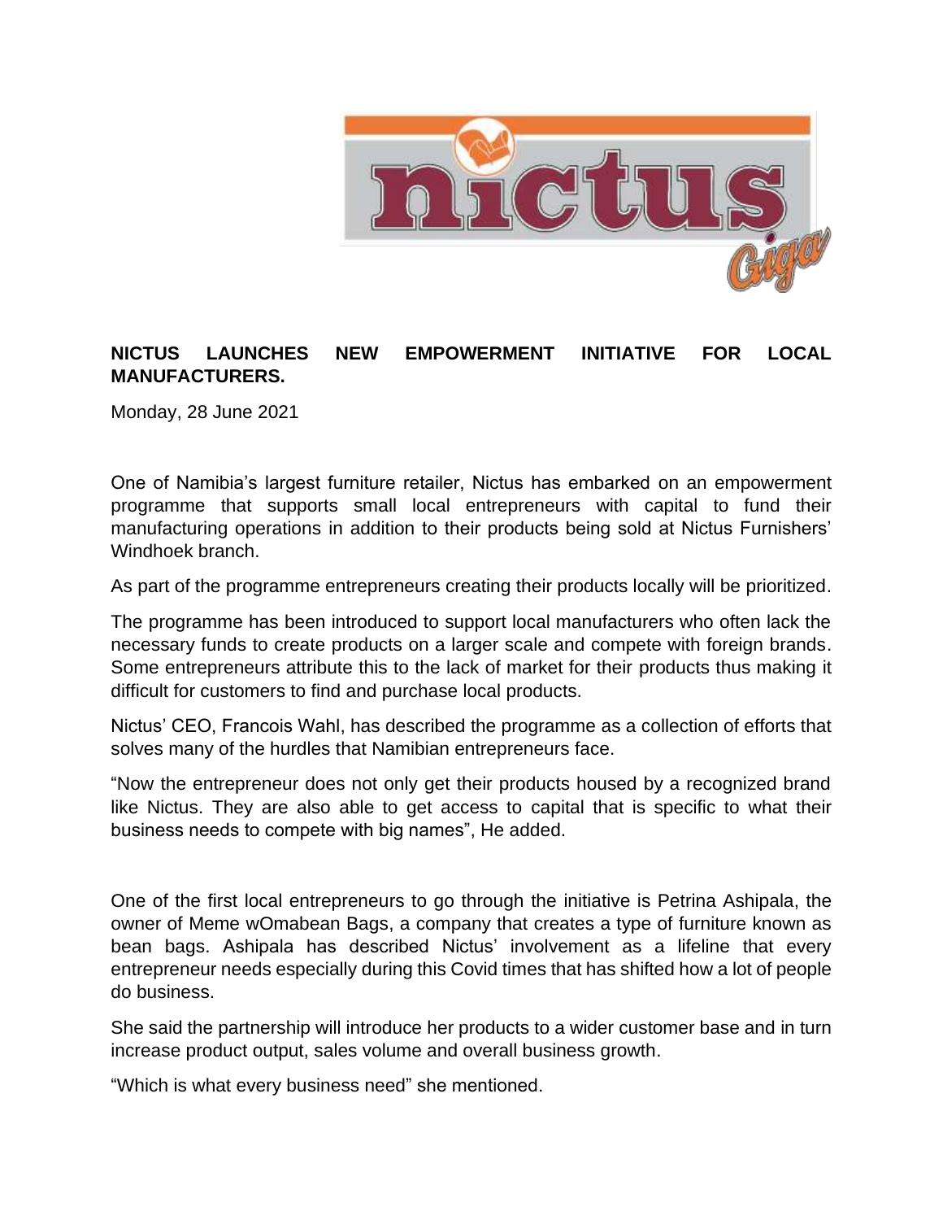**NICTUS LAUNCHES NEW EMPOWERMENT INITIATIVE FOR LOCAL MANUFACTURERS.**

Monday, 28 June 2021

One of Namibia's largest furniture retailer, Nictus has embarked on an empowerment programme that supports small local entrepreneurs with capital to fund their manufacturing operations in addition to their products being sold at Nictus Furnishers' Windhoek branch.

As part of the programme entrepreneurs creating their products locally will be prioritized.

The programme has been introduced to support local manufacturers who often lack the necessary funds to create products on a larger scale and compete with foreign brands. Some entrepreneurs attribute this to the lack of market for their products thus making it difficult for customers to find and purchase local products.

Nictus' CEO, Francois Wahl, has described the programme as a collection of efforts that solves many of the hurdles that Namibian entrepreneurs face.

"Now the entrepreneur does not only get their products housed by a recognized brand like Nictus. They are also able to get access to capital that is specific to what their business needs to compete with big names", He added.

One of the first local entrepreneurs to go through the initiative is Petrina Ashipala, the owner of Meme wOmabean Bags, a company that creates a type of furniture known as bean bags. Ashipala has described Nictus' involvement as a lifeline that every entrepreneur needs especially during this Covid times that has shifted how a lot of people do business.

She said the partnership will introduce her products to a wider customer base and in turn increase product output, sales volume and overall business growth.

"Which is what every business need" she mentioned.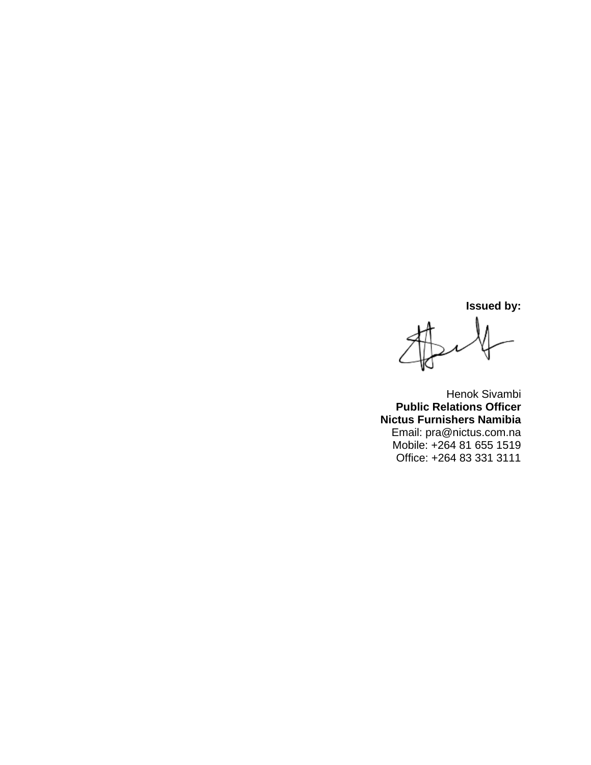**Issued by:**

Henok Sivambi
**Public Relations Officer**
**Nictus Furnishers Namibia**
Email: pra@nictus.com.na
Mobile: +264 81 655 1519
Office: +264 83 331 3111